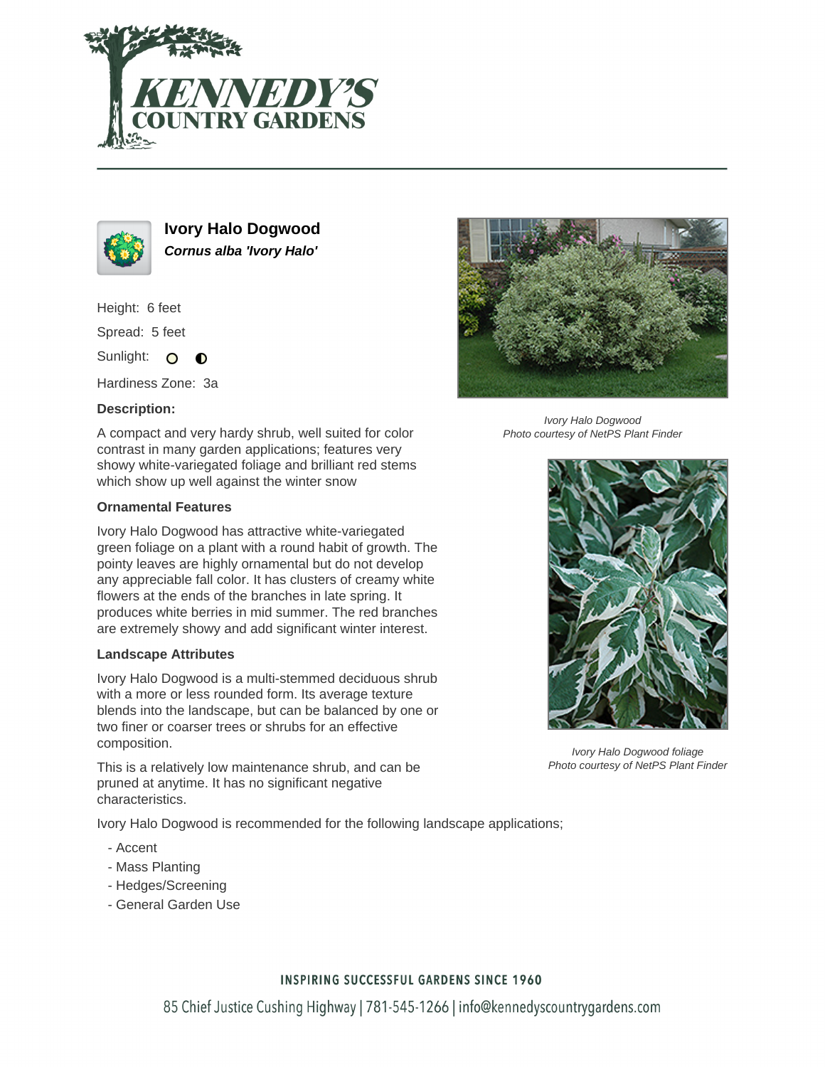# Ivory Halo Dogwood

***Cornus alba 'Ivory Halo'***

Height: 6 feet

Spread: 5 feet

Sunlight: ○ ◐

Hardiness Zone: 3a

**Description:**

A compact and very hardy shrub, well suited for color contrast in many garden applications; features very showy white-variegated foliage and brilliant red stems which show up well against the winter snow

### Ornamental Features

Ivory Halo Dogwood has attractive white-variegated green foliage on a plant with a round habit of growth. The pointy leaves are highly ornamental but do not develop any appreciable fall color. It has clusters of creamy white flowers at the ends of the branches in late spring. It produces white berries in mid summer. The red branches are extremely showy and add significant winter interest.

### Landscape Attributes

Ivory Halo Dogwood is a multi-stemmed deciduous shrub with a more or less rounded form. Its average texture blends into the landscape, but can be balanced by one or two finer or coarser trees or shrubs for an effective composition.

This is a relatively low maintenance shrub, and can be pruned at anytime. It has no significant negative characteristics.

Ivory Halo Dogwood is recommended for the following landscape applications;

- Accent
- Mass Planting
- Hedges/Screening
- General Garden Use

*Ivory Halo Dogwood*
*Photo courtesy of NetPS Plant Finder*

*Ivory Halo Dogwood foliage*
*Photo courtesy of NetPS Plant Finder*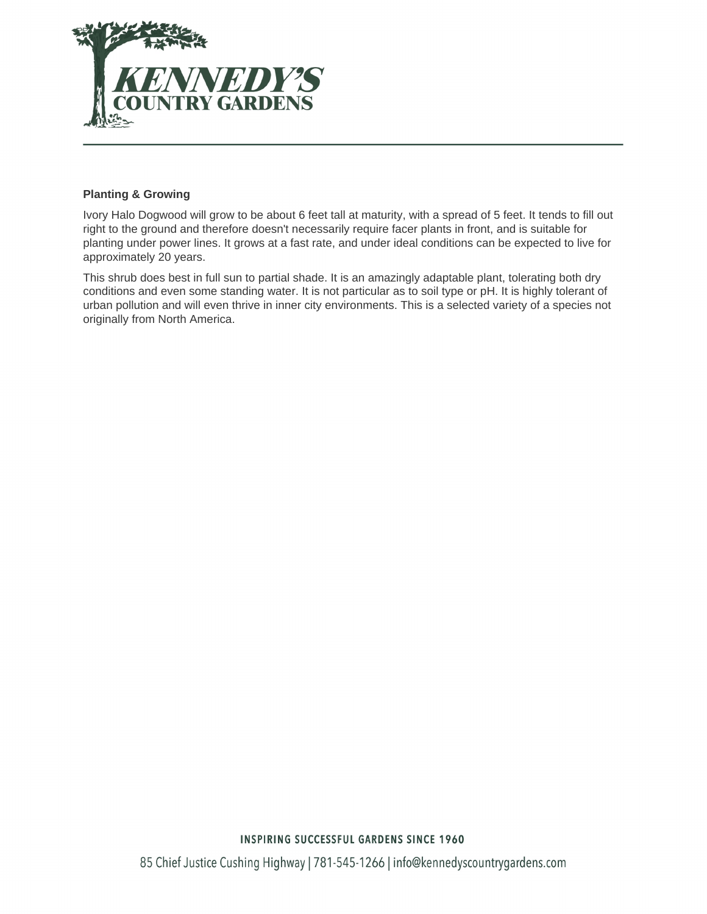**Planting & Growing**

Ivory Halo Dogwood will grow to be about 6 feet tall at maturity, with a spread of 5 feet. It tends to fill out right to the ground and therefore doesn't necessarily require facer plants in front, and is suitable for planting under power lines. It grows at a fast rate, and under ideal conditions can be expected to live for approximately 20 years.

This shrub does best in full sun to partial shade. It is an amazingly adaptable plant, tolerating both dry conditions and even some standing water. It is not particular as to soil type or pH. It is highly tolerant of urban pollution and will even thrive in inner city environments. This is a selected variety of a species not originally from North America.